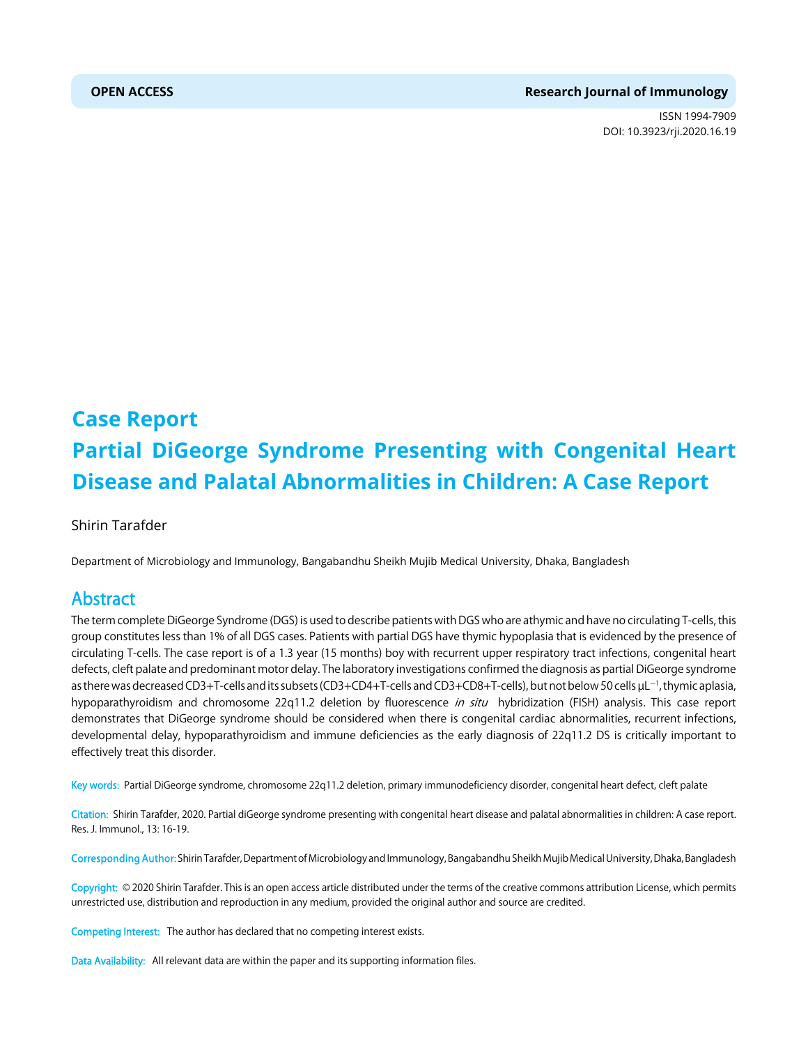OPEN ACCESS

Research Journal of Immunology

ISSN 1994-7909
DOI: 10.3923/rji.2020.16.19

# Case Report

# Partial DiGeorge Syndrome Presenting with Congenital Heart Disease and Palatal Abnormalities in Children: A Case Report

Shirin Tarafder

Department of Microbiology and Immunology, Bangabandhu Sheikh Mujib Medical University, Dhaka, Bangladesh

## Abstract

The term complete DiGeorge Syndrome (DGS) is used to describe patients with DGS who are athymic and have no circulating T-cells, this group constitutes less than 1% of all DGS cases. Patients with partial DGS have thymic hypoplasia that is evidenced by the presence of circulating T-cells. The case report is of a 1.3 year (15 months) boy with recurrent upper respiratory tract infections, congenital heart defects, cleft palate and predominant motor delay. The laboratory investigations confirmed the diagnosis as partial DiGeorge syndrome as there was decreased CD3+T-cells and its subsets (CD3+CD4+T-cells and CD3+CD8+T-cells), but not below 50 cells $\mu L^{-1}$, thymic aplasia, hypoparathyroidism and chromosome 22q11.2 deletion by fluorescence *in situ* hybridization (FISH) analysis. This case report demonstrates that DiGeorge syndrome should be considered when there is congenital cardiac abnormalities, recurrent infections, developmental delay, hypoparathyroidism and immune deficiencies as the early diagnosis of 22q11.2 DS is critically important to effectively treat this disorder.

**Key words:** Partial DiGeorge syndrome, chromosome 22q11.2 deletion, primary immunodeficiency disorder, congenital heart defect, cleft palate

**Citation:** Shirin Tarafder, 2020. Partial diGeorge syndrome presenting with congenital heart disease and palatal abnormalities in children: A case report. Res. J. Immunol., 13: 16-19.

**Corresponding Author:** Shirin Tarafder, Department of Microbiology and Immunology, Bangabandhu Sheikh Mujib Medical University, Dhaka, Bangladesh

**Copyright:** © 2020 Shirin Tarafder. This is an open access article distributed under the terms of the creative commons attribution License, which permits unrestricted use, distribution and reproduction in any medium, provided the original author and source are credited.

**Competing Interest:** The author has declared that no competing interest exists.

**Data Availability:** All relevant data are within the paper and its supporting information files.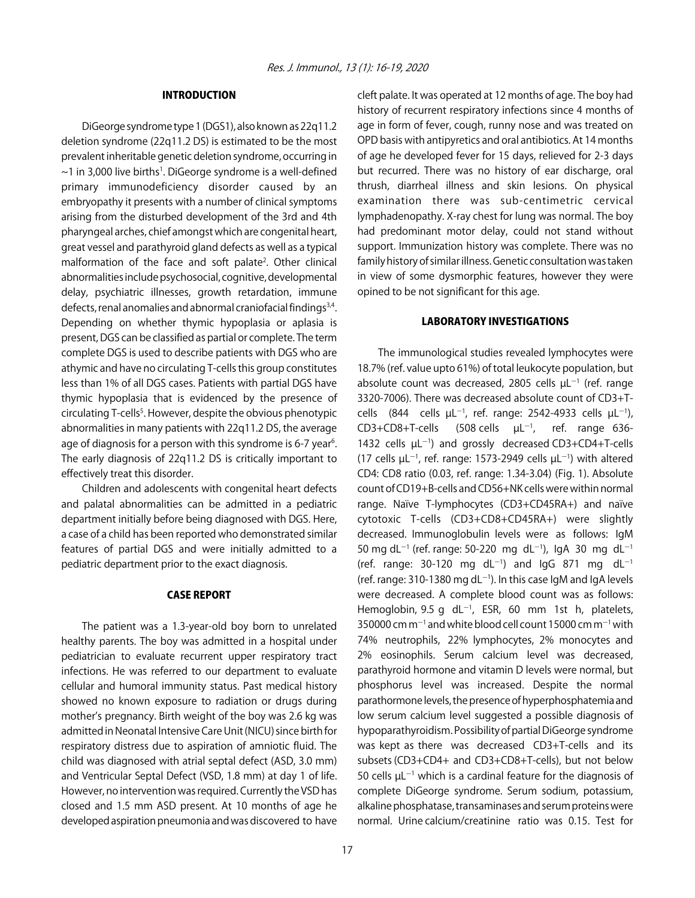## INTRODUCTION

DiGeorge syndrome type 1 (DGS1), also known as 22q11.2 deletion syndrome (22q11.2 DS) is estimated to be the most prevalent inheritable genetic deletion syndrome, occurring in ~1 in 3,000 live births[1]. DiGeorge syndrome is a well-defined primary immunodeficiency disorder caused by an embryopathy it presents with a number of clinical symptoms arising from the disturbed development of the 3rd and 4th pharyngeal arches, chief amongst which are congenital heart, great vessel and parathyroid gland defects as well as a typical malformation of the face and soft palate[2]. Other clinical abnormalities include psychosocial, cognitive, developmental delay, psychiatric illnesses, growth retardation, immune defects, renal anomalies and abnormal craniofacial findings[3,4]. Depending on whether thymic hypoplasia or aplasia is present, DGS can be classified as partial or complete. The term complete DGS is used to describe patients with DGS who are athymic and have no circulating T-cells this group constitutes less than 1% of all DGS cases. Patients with partial DGS have thymic hypoplasia that is evidenced by the presence of circulating T-cells[5]. However, despite the obvious phenotypic abnormalities in many patients with 22q11.2 DS, the average age of diagnosis for a person with this syndrome is 6-7 year[6]. The early diagnosis of 22q11.2 DS is critically important to effectively treat this disorder.

Children and adolescents with congenital heart defects and palatal abnormalities can be admitted in a pediatric department initially before being diagnosed with DGS. Here, a case of a child has been reported who demonstrated similar features of partial DGS and were initially admitted to a pediatric department prior to the exact diagnosis.

## CASE REPORT

The patient was a 1.3-year-old boy born to unrelated healthy parents. The boy was admitted in a hospital under pediatrician to evaluate recurrent upper respiratory tract infections. He was referred to our department to evaluate cellular and humoral immunity status. Past medical history showed no known exposure to radiation or drugs during mother's pregnancy. Birth weight of the boy was 2.6 kg was admitted in Neonatal Intensive Care Unit (NICU) since birth for respiratory distress due to aspiration of amniotic fluid. The child was diagnosed with atrial septal defect (ASD, 3.0 mm) and Ventricular Septal Defect (VSD, 1.8 mm) at day 1 of life. However, no intervention was required. Currently the VSD has closed and 1.5 mm ASD present. At 10 months of age he developed aspiration pneumonia and was discovered to have cleft palate. It was operated at 12 months of age. The boy had history of recurrent respiratory infections since 4 months of age in form of fever, cough, runny nose and was treated on OPD basis with antipyretics and oral antibiotics. At 14 months of age he developed fever for 15 days, relieved for 2-3 days but recurred. There was no history of ear discharge, oral thrush, diarrheal illness and skin lesions. On physical examination there was sub-centimetric cervical lymphadenopathy. X-ray chest for lung was normal. The boy had predominant motor delay, could not stand without support. Immunization history was complete. There was no family history of similar illness. Genetic consultation was taken in view of some dysmorphic features, however they were opined to be not significant for this age.

## LABORATORY INVESTIGATIONS

The immunological studies revealed lymphocytes were 18.7% (ref. value upto 61%) of total leukocyte population, but absolute count was decreased, 2805 cells $\mu L^{-1}$ (ref. range 3320-7006). There was decreased absolute count of CD3+T-cells (844 cells $\mu L^{-1}$, ref. range: 2542-4933 cells $\mu L^{-1}$), CD3+CD8+T-cells (508 cells $\mu L^{-1}$, ref. range 636-1432 cells $\mu L^{-1}$) and grossly decreased CD3+CD4+T-cells (17 cells $\mu L^{-1}$, ref. range: 1573-2949 cells $\mu L^{-1}$) with altered CD4: CD8 ratio (0.03, ref. range: 1.34-3.04) (Fig. 1). Absolute count of CD19+B-cells and CD56+NK cells were within normal range. Naïve T-lymphocytes (CD3+CD45RA+) and naïve cytotoxic T-cells (CD3+CD8+CD45RA+) were slightly decreased. Immunoglobulin levels were as follows: IgM 50 mg $dL^{-1}$ (ref. range: 50-220 mg $dL^{-1}$), IgA 30 mg $dL^{-1}$ (ref. range: 30-120 mg $dL^{-1}$) and IgG 871 mg $dL^{-1}$ (ref. range: 310-1380 mg $dL^{-1}$). In this case IgM and IgA levels were decreased. A complete blood count was as follows: Hemoglobin, 9.5 g $dL^{-1}$, ESR, 60 mm 1st h, platelets, 350000 cm $m^{-1}$ and white blood cell count 15000 cm $m^{-1}$ with 74% neutrophils, 22% lymphocytes, 2% monocytes and 2% eosinophils. Serum calcium level was decreased, parathyroid hormone and vitamin D levels were normal, but phosphorus level was increased. Despite the normal parathormone levels, the presence of hyperphosphatemia and low serum calcium level suggested a possible diagnosis of hypoparathyroidism. Possibility of partial DiGeorge syndrome was kept as there was decreased CD3+T-cells and its subsets (CD3+CD4+ and CD3+CD8+T-cells), but not below 50 cells $\mu L^{-1}$ which is a cardinal feature for the diagnosis of complete DiGeorge syndrome. Serum sodium, potassium, alkaline phosphatase, transaminases and serum proteins were normal. Urine calcium/creatinine ratio was 0.15. Test for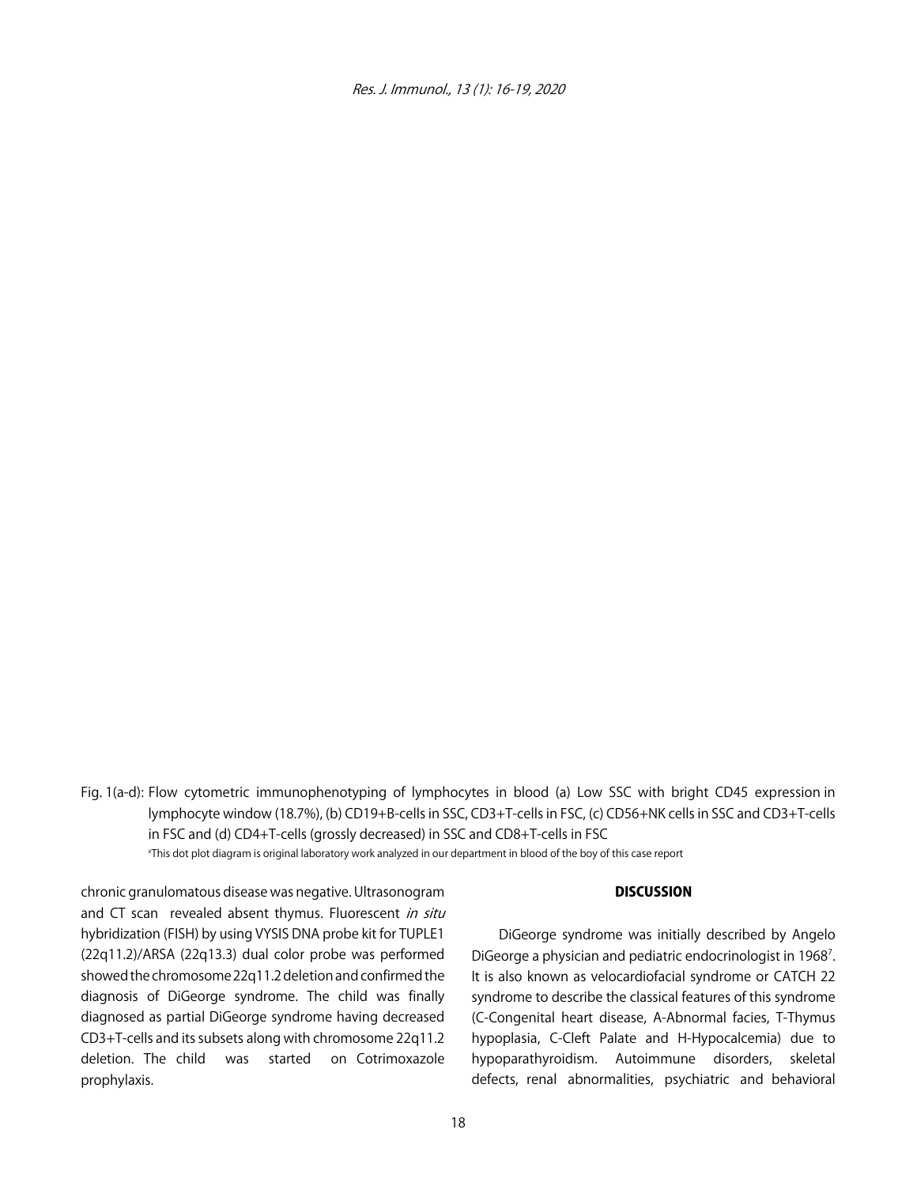Fig. 1(a-d): Flow cytometric immunophenotyping of lymphocytes in blood (a) Low SSC with bright CD45 expression in lymphocyte window (18.7%), (b) CD19+B-cells in SSC, CD3+T-cells in FSC, (c) CD56+NK cells in SSC and CD3+T-cells in FSC and (d) CD4+T-cells (grossly decreased) in SSC and CD8+T-cells in FSC

[x]This dot plot diagram is original laboratory work analyzed in our department in blood of the boy of this case report

chronic granulomatous disease was negative. Ultrasonogram and CT scan revealed absent thymus. Fluorescent *in situ* hybridization (FISH) by using VYSIS DNA probe kit for TUPLE1 (22q11.2)/ARSA (22q13.3) dual color probe was performed showed the chromosome 22q11.2 deletion and confirmed the diagnosis of DiGeorge syndrome. The child was finally diagnosed as partial DiGeorge syndrome having decreased CD3+T-cells and its subsets along with chromosome 22q11.2 deletion. The child was started on Cotrimoxazole prophylaxis.

## DISCUSSION

DiGeorge syndrome was initially described by Angelo DiGeorge a physician and pediatric endocrinologist in 1968[7]. It is also known as velocardiofacial syndrome or CATCH 22 syndrome to describe the classical features of this syndrome (C-Congenital heart disease, A-Abnormal facies, T-Thymus hypoplasia, C-Cleft Palate and H-Hypocalcemia) due to hypoparathyroidism. Autoimmune disorders, skeletal defects, renal abnormalities, psychiatric and behavioral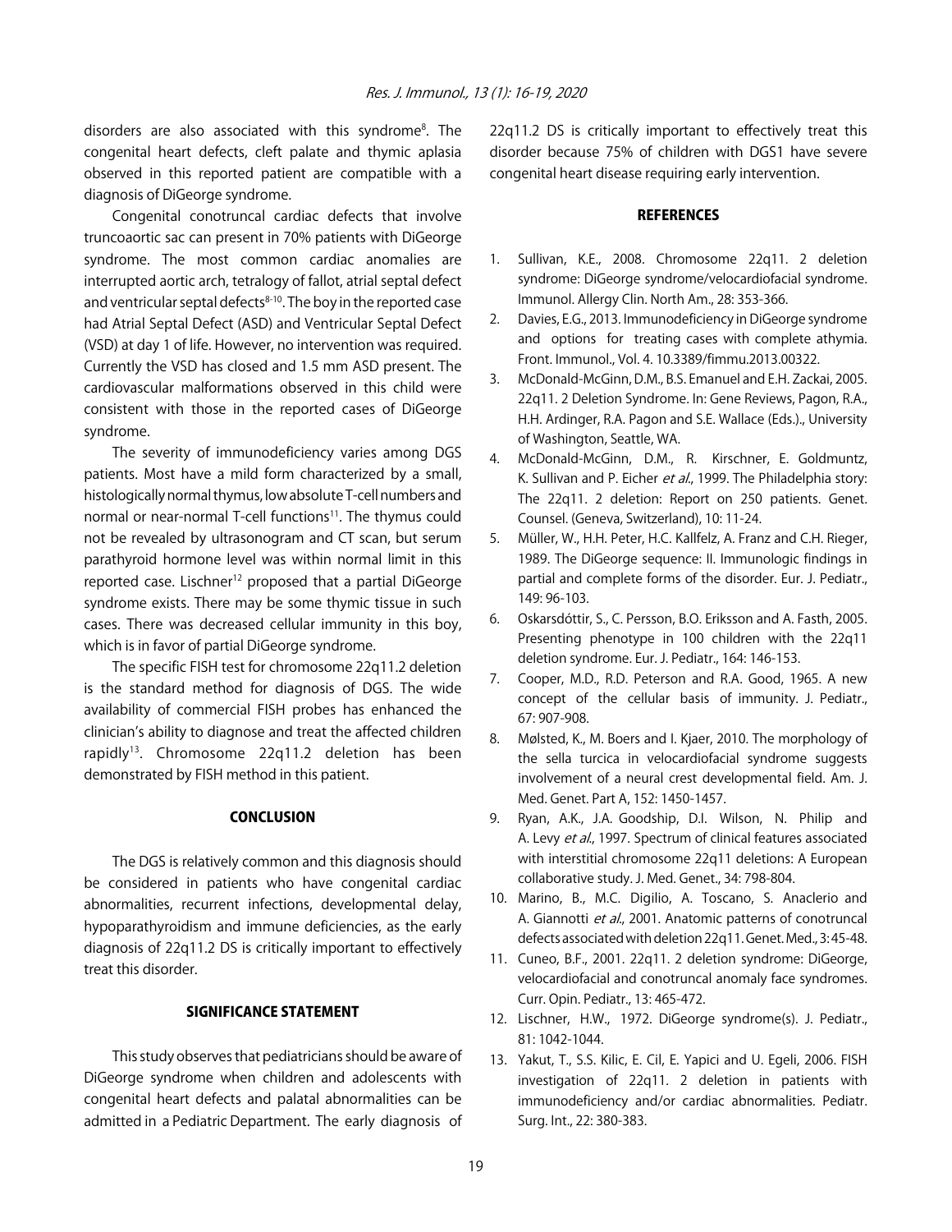disorders are also associated with this syndrome[8]. The congenital heart defects, cleft palate and thymic aplasia observed in this reported patient are compatible with a diagnosis of DiGeorge syndrome.

Congenital conotruncal cardiac defects that involve truncoaortic sac can present in 70% patients with DiGeorge syndrome. The most common cardiac anomalies are interrupted aortic arch, tetralogy of fallot, atrial septal defect and ventricular septal defects[8-10]. The boy in the reported case had Atrial Septal Defect (ASD) and Ventricular Septal Defect (VSD) at day 1 of life. However, no intervention was required. Currently the VSD has closed and 1.5 mm ASD present. The cardiovascular malformations observed in this child were consistent with those in the reported cases of DiGeorge syndrome.

The severity of immunodeficiency varies among DGS patients. Most have a mild form characterized by a small, histologically normal thymus, low absolute T-cell numbers and normal or near-normal T-cell functions[11]. The thymus could not be revealed by ultrasonogram and CT scan, but serum parathyroid hormone level was within normal limit in this reported case. Lischner[12] proposed that a partial DiGeorge syndrome exists. There may be some thymic tissue in such cases. There was decreased cellular immunity in this boy, which is in favor of partial DiGeorge syndrome.

The specific FISH test for chromosome 22q11.2 deletion is the standard method for diagnosis of DGS. The wide availability of commercial FISH probes has enhanced the clinician's ability to diagnose and treat the affected children rapidly[13]. Chromosome 22q11.2 deletion has been demonstrated by FISH method in this patient.

## CONCLUSION

The DGS is relatively common and this diagnosis should be considered in patients who have congenital cardiac abnormalities, recurrent infections, developmental delay, hypoparathyroidism and immune deficiencies, as the early diagnosis of 22q11.2 DS is critically important to effectively treat this disorder.

## SIGNIFICANCE STATEMENT

This study observes that pediatricians should be aware of DiGeorge syndrome when children and adolescents with congenital heart defects and palatal abnormalities can be admitted in a Pediatric Department. The early diagnosis of 22q11.2 DS is critically important to effectively treat this disorder because 75% of children with DGS1 have severe congenital heart disease requiring early intervention.

## REFERENCES

1. Sullivan, K.E., 2008. Chromosome 22q11. 2 deletion syndrome: DiGeorge syndrome/velocardiofacial syndrome. Immunol. Allergy Clin. North Am., 28: 353-366.
2. Davies, E.G., 2013. Immunodeficiency in DiGeorge syndrome and options for treating cases with complete athymia. Front. Immunol., Vol. 4. 10.3389/fimmu.2013.00322.
3. McDonald-McGinn, D.M., B.S. Emanuel and E.H. Zackai, 2005. 22q11. 2 Deletion Syndrome. In: Gene Reviews, Pagon, R.A., H.H. Ardinger, R.A. Pagon and S.E. Wallace (Eds.)., University of Washington, Seattle, WA.
4. McDonald-McGinn, D.M., R. Kirschner, E. Goldmuntz, K. Sullivan and P. Eicher *et al*., 1999. The Philadelphia story: The 22q11. 2 deletion: Report on 250 patients. Genet. Counsel. (Geneva, Switzerland), 10: 11-24.
5. Müller, W., H.H. Peter, H.C. Kallfelz, A. Franz and C.H. Rieger, 1989. The DiGeorge sequence: II. Immunologic findings in partial and complete forms of the disorder. Eur. J. Pediatr., 149: 96-103.
6. Oskarsdóttir, S., C. Persson, B.O. Eriksson and A. Fasth, 2005. Presenting phenotype in 100 children with the 22q11 deletion syndrome. Eur. J. Pediatr., 164: 146-153.
7. Cooper, M.D., R.D. Peterson and R.A. Good, 1965. A new concept of the cellular basis of immunity. J. Pediatr., 67: 907-908.
8. Mølsted, K., M. Boers and I. Kjaer, 2010. The morphology of the sella turcica in velocardiofacial syndrome suggests involvement of a neural crest developmental field. Am. J. Med. Genet. Part A, 152: 1450-1457.
9. Ryan, A.K., J.A. Goodship, D.I. Wilson, N. Philip and A. Levy *et al*., 1997. Spectrum of clinical features associated with interstitial chromosome 22q11 deletions: A European collaborative study. J. Med. Genet., 34: 798-804.
10. Marino, B., M.C. Digilio, A. Toscano, S. Anaclerio and A. Giannotti *et al*., 2001. Anatomic patterns of conotruncal defects associated with deletion 22q11. Genet. Med., 3: 45-48.
11. Cuneo, B.F., 2001. 22q11. 2 deletion syndrome: DiGeorge, velocardiofacial and conotruncal anomaly face syndromes. Curr. Opin. Pediatr., 13: 465-472.
12. Lischner, H.W., 1972. DiGeorge syndrome(s). J. Pediatr., 81: 1042-1044.
13. Yakut, T., S.S. Kilic, E. Cil, E. Yapici and U. Egeli, 2006. FISH investigation of 22q11. 2 deletion in patients with immunodeficiency and/or cardiac abnormalities. Pediatr. Surg. Int., 22: 380-383.